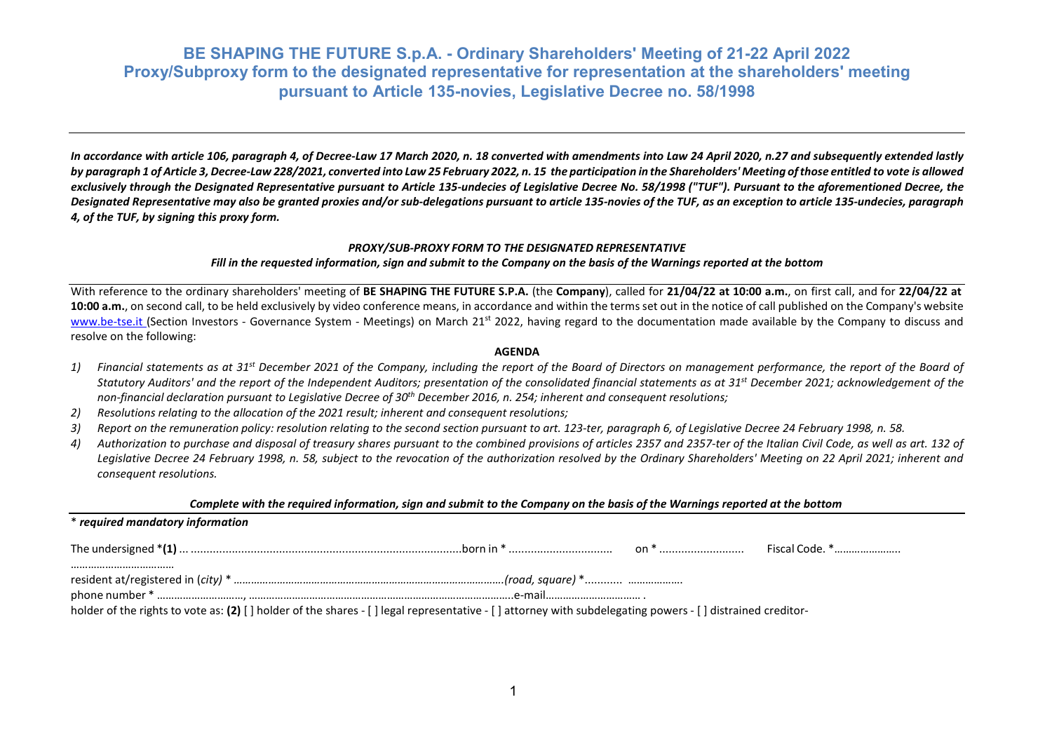# BE SHAPING THE FUTURE S.p.A. - Ordinary Shareholders' Meeting of 21-22 April 2022
## Proxy/Subproxy form to the designated representative for representation at the shareholders' meeting pursuant to Article 135-novies, Legislative Decree no. 58/1998

***In accordance with article 106, paragraph 4, of Decree-Law 17 March 2020, n. 18 converted with amendments into Law 24 April 2020, n.27 and subsequently extended lastly by paragraph 1 of Article 3, Decree-Law 228/2021, converted into Law 25 February 2022, n. 15 the participation in the Shareholders' Meeting of those entitled to vote is allowed exclusively through the Designated Representative pursuant to Article 135-undecies of Legislative Decree No. 58/1998 ("TUF"). Pursuant to the aforementioned Decree, the Designated Representative may also be granted proxies and/or sub-delegations pursuant to article 135-novies of the TUF, as an exception to article 135-undecies, paragraph 4, of the TUF, by signing this proxy form.***

***PROXY/SUB-PROXY FORM TO THE DESIGNATED REPRESENTATIVE***

***Fill in the requested information, sign and submit to the Company on the basis of the Warnings reported at the bottom***

With reference to the ordinary shareholders' meeting of **BE SHAPING THE FUTURE S.P.A.** (the **Company**), called for **21/04/22 at 10:00 a.m.**, on first call, and for **22/04/22 at 10:00 a.m.**, on second call, to be held exclusively by video conference means, in accordance and within the terms set out in the notice of call published on the Company's website www.be-tse.it (Section Investors - Governance System - Meetings) on March 21st 2022, having regard to the documentation made available by the Company to discuss and resolve on the following:

**AGENDA**

1) *Financial statements as at 31st December 2021 of the Company, including the report of the Board of Directors on management performance, the report of the Board of Statutory Auditors' and the report of the Independent Auditors; presentation of the consolidated financial statements as at 31st December 2021; acknowledgement of the non-financial declaration pursuant to Legislative Decree of 30th December 2016, n. 254; inherent and consequent resolutions;*
2) *Resolutions relating to the allocation of the 2021 result; inherent and consequent resolutions;*
3) *Report on the remuneration policy: resolution relating to the second section pursuant to art. 123-ter, paragraph 6, of Legislative Decree 24 February 1998, n. 58.*
4) *Authorization to purchase and disposal of treasury shares pursuant to the combined provisions of articles 2357 and 2357-ter of the Italian Civil Code, as well as art. 132 of Legislative Decree 24 February 1998, n. 58, subject to the revocation of the authorization resolved by the Ordinary Shareholders' Meeting on 22 April 2021; inherent and consequent resolutions.*

***Complete with the required information, sign and submit to the Company on the basis of the Warnings reported at the bottom***

\* ***required mandatory information***

The undersigned \***(1)** ... ..........................................................................................born in \* ................................ on \* .......................... Fiscal Code. \*…………………..
………………………………

resident at/registered in (*city*) \* ……………………………………………………………………………………*(road, square)* \*............ ………………

phone number \* …………………………, ………………………………………………………………………………..e-mail…………………………… .

holder of the rights to vote as: **(2)** [ ] holder of the shares - [ ] legal representative - [ ] attorney with subdelegating powers - [ ] distrained creditor-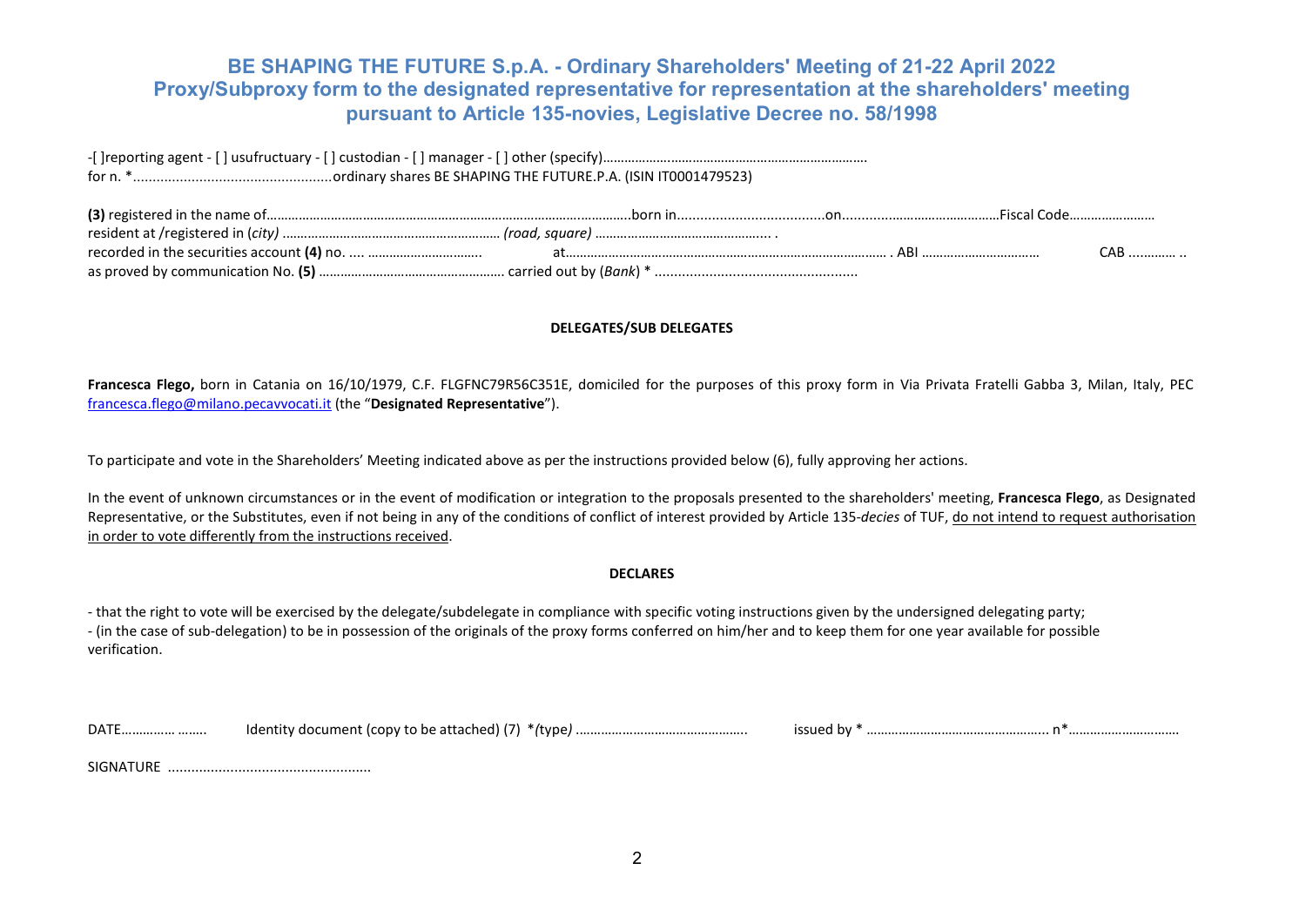# BE SHAPING THE FUTURE S.p.A. - Ordinary Shareholders' Meeting of 21-22 April 2022
## Proxy/Subproxy form to the designated representative for representation at the shareholders' meeting pursuant to Article 135-novies, Legislative Decree no. 58/1998

-[ ]reporting agent - [ ] usufructuary - [ ] custodian - [ ] manager - [ ] other (specify)……………………………………………………………….
for n. *...................................................ordinary shares BE SHAPING THE FUTURE.P.A. (ISIN IT0001479523)

**(3)** registered in the name of……………………………………………………………………………………..born in......................................on……………………………………Fiscal Code……………………
resident at /registered in (*city)* …………………………………………………… *(road, square)* ………………………………………... .
recorded in the securities account **(4)** no. .... …………………………. at…………………………………………………………………………….. . ABI …………………………… CAB …………. ..
as proved by communication No. **(5)** ……………………………………………. carried out by (*Bank*) * ....................................................

**DELEGATES/SUB DELEGATES**

**Francesca Flego,** born in Catania on 16/10/1979, C.F. FLGFNC79R56C351E, domiciled for the purposes of this proxy form in Via Privata Fratelli Gabba 3, Milan, Italy, PEC francesca.flego@milano.pecavvocati.it (the "**Designated Representative**").

To participate and vote in the Shareholders' Meeting indicated above as per the instructions provided below (6), fully approving her actions.

In the event of unknown circumstances or in the event of modification or integration to the proposals presented to the shareholders' meeting, **Francesca Flego**, as Designated Representative, or the Substitutes, even if not being in any of the conditions of conflict of interest provided by Article 135-*decies* of TUF, do not intend to request authorisation in order to vote differently from the instructions received.

**DECLARES**

- that the right to vote will be exercised by the delegate/subdelegate in compliance with specific voting instructions given by the undersigned delegating party;
- (in the case of sub-delegation) to be in possession of the originals of the proxy forms conferred on him/her and to keep them for one year available for possible verification.

DATE…………… …….. Identity document (copy to be attached) (7) *(type*) ……………………………………….. issued by * ………………………………………….. n*…………………………

SIGNATURE ....................................................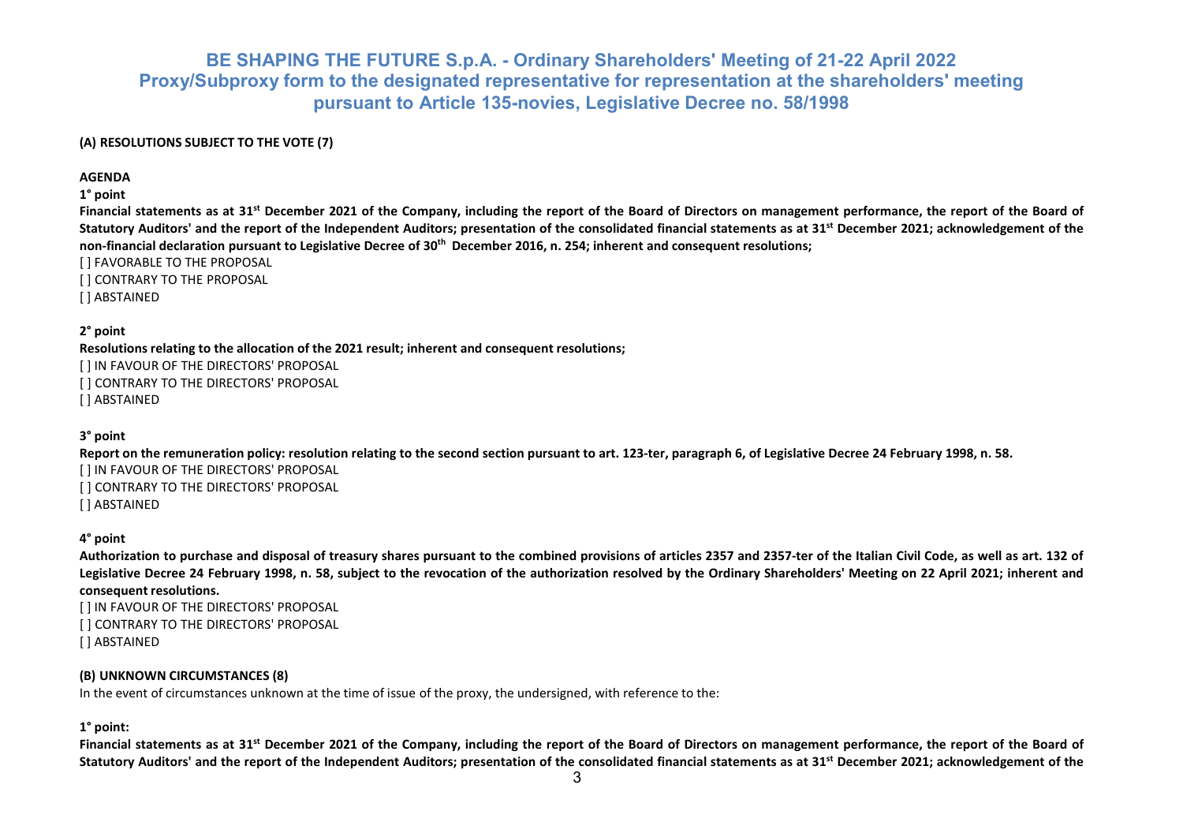# BE SHAPING THE FUTURE S.p.A. - Ordinary Shareholders' Meeting of 21-22 April 2022
## Proxy/Subproxy form to the designated representative for representation at the shareholders' meeting pursuant to Article 135-novies, Legislative Decree no. 58/1998

**(A) RESOLUTIONS SUBJECT TO THE VOTE (7)**

**AGENDA**

**1° point**

**Financial statements as at 31st December 2021 of the Company, including the report of the Board of Directors on management performance, the report of the Board of Statutory Auditors' and the report of the Independent Auditors; presentation of the consolidated financial statements as at 31st December 2021; acknowledgement of the non-financial declaration pursuant to Legislative Decree of 30th December 2016, n. 254; inherent and consequent resolutions;**

[ ] FAVORABLE TO THE PROPOSAL
[ ] CONTRARY TO THE PROPOSAL
[ ] ABSTAINED

**2° point**

**Resolutions relating to the allocation of the 2021 result; inherent and consequent resolutions;**

[ ] IN FAVOUR OF THE DIRECTORS' PROPOSAL
[ ] CONTRARY TO THE DIRECTORS' PROPOSAL
[ ] ABSTAINED

**3° point**

**Report on the remuneration policy: resolution relating to the second section pursuant to art. 123-ter, paragraph 6, of Legislative Decree 24 February 1998, n. 58.**

[ ] IN FAVOUR OF THE DIRECTORS' PROPOSAL
[ ] CONTRARY TO THE DIRECTORS' PROPOSAL
[ ] ABSTAINED

**4° point**

**Authorization to purchase and disposal of treasury shares pursuant to the combined provisions of articles 2357 and 2357-ter of the Italian Civil Code, as well as art. 132 of Legislative Decree 24 February 1998, n. 58, subject to the revocation of the authorization resolved by the Ordinary Shareholders' Meeting on 22 April 2021; inherent and consequent resolutions.**

[ ] IN FAVOUR OF THE DIRECTORS' PROPOSAL
[ ] CONTRARY TO THE DIRECTORS' PROPOSAL
[ ] ABSTAINED

**(B) UNKNOWN CIRCUMSTANCES (8)**

In the event of circumstances unknown at the time of issue of the proxy, the undersigned, with reference to the:

**1° point:**

**Financial statements as at 31st December 2021 of the Company, including the report of the Board of Directors on management performance, the report of the Board of Statutory Auditors' and the report of the Independent Auditors; presentation of the consolidated financial statements as at 31st December 2021; acknowledgement of the**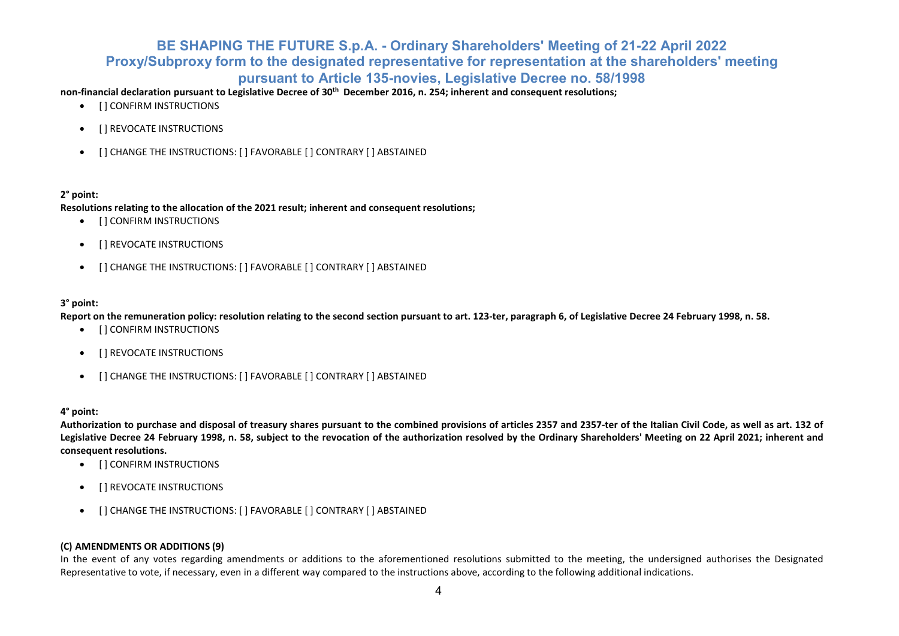**non-financial declaration pursuant to Legislative Decree of 30th December 2016, n. 254; inherent and consequent resolutions;**

- [ ] CONFIRM INSTRUCTIONS
- [ ] REVOCATE INSTRUCTIONS
- [ ] CHANGE THE INSTRUCTIONS: [ ] FAVORABLE [ ] CONTRARY [ ] ABSTAINED

**2° point:**

**Resolutions relating to the allocation of the 2021 result; inherent and consequent resolutions;**

- [ ] CONFIRM INSTRUCTIONS
- [ ] REVOCATE INSTRUCTIONS
- [ ] CHANGE THE INSTRUCTIONS: [ ] FAVORABLE [ ] CONTRARY [ ] ABSTAINED

**3° point:**

**Report on the remuneration policy: resolution relating to the second section pursuant to art. 123-ter, paragraph 6, of Legislative Decree 24 February 1998, n. 58.**

- [ ] CONFIRM INSTRUCTIONS
- [ ] REVOCATE INSTRUCTIONS
- [ ] CHANGE THE INSTRUCTIONS: [ ] FAVORABLE [ ] CONTRARY [ ] ABSTAINED

**4° point:**

**Authorization to purchase and disposal of treasury shares pursuant to the combined provisions of articles 2357 and 2357-ter of the Italian Civil Code, as well as art. 132 of Legislative Decree 24 February 1998, n. 58, subject to the revocation of the authorization resolved by the Ordinary Shareholders' Meeting on 22 April 2021; inherent and consequent resolutions.**

- [ ] CONFIRM INSTRUCTIONS
- [ ] REVOCATE INSTRUCTIONS
- [ ] CHANGE THE INSTRUCTIONS: [ ] FAVORABLE [ ] CONTRARY [ ] ABSTAINED

**(C) AMENDMENTS OR ADDITIONS (9)**

In the event of any votes regarding amendments or additions to the aforementioned resolutions submitted to the meeting, the undersigned authorises the Designated Representative to vote, if necessary, even in a different way compared to the instructions above, according to the following additional indications.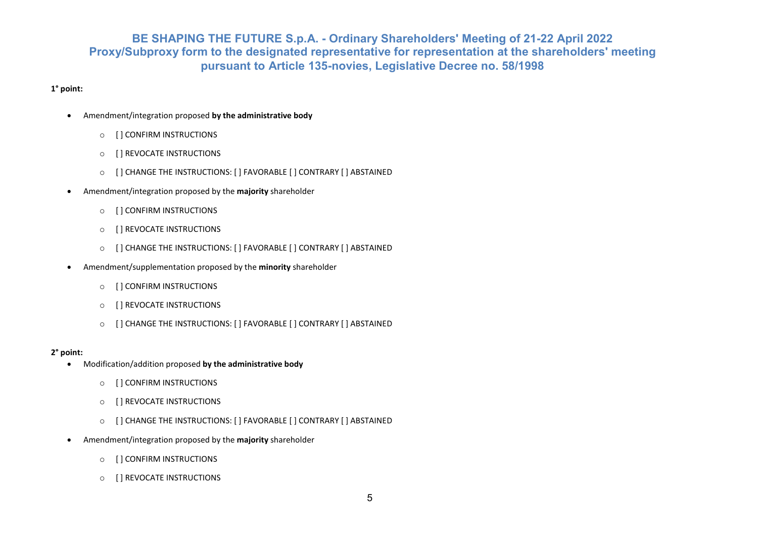# BE SHAPING THE FUTURE S.p.A. - Ordinary Shareholders' Meeting of 21-22 April 2022
## Proxy/Subproxy form to the designated representative for representation at the shareholders' meeting pursuant to Article 135-novies, Legislative Decree no. 58/1998

**1° point:**

- Amendment/integration proposed **by the administrative body**
  - [ ] CONFIRM INSTRUCTIONS
  - [ ] REVOCATE INSTRUCTIONS
  - [ ] CHANGE THE INSTRUCTIONS: [ ] FAVORABLE [ ] CONTRARY [ ] ABSTAINED
- Amendment/integration proposed by the **majority** shareholder
  - [ ] CONFIRM INSTRUCTIONS
  - [ ] REVOCATE INSTRUCTIONS
  - [ ] CHANGE THE INSTRUCTIONS: [ ] FAVORABLE [ ] CONTRARY [ ] ABSTAINED
- Amendment/supplementation proposed by the **minority** shareholder
  - [ ] CONFIRM INSTRUCTIONS
  - [ ] REVOCATE INSTRUCTIONS
  - [ ] CHANGE THE INSTRUCTIONS: [ ] FAVORABLE [ ] CONTRARY [ ] ABSTAINED

**2° point:**

- Modification/addition proposed **by the administrative body**
  - [ ] CONFIRM INSTRUCTIONS
  - [ ] REVOCATE INSTRUCTIONS
  - [ ] CHANGE THE INSTRUCTIONS: [ ] FAVORABLE [ ] CONTRARY [ ] ABSTAINED
- Amendment/integration proposed by the **majority** shareholder
  - [ ] CONFIRM INSTRUCTIONS
  - [ ] REVOCATE INSTRUCTIONS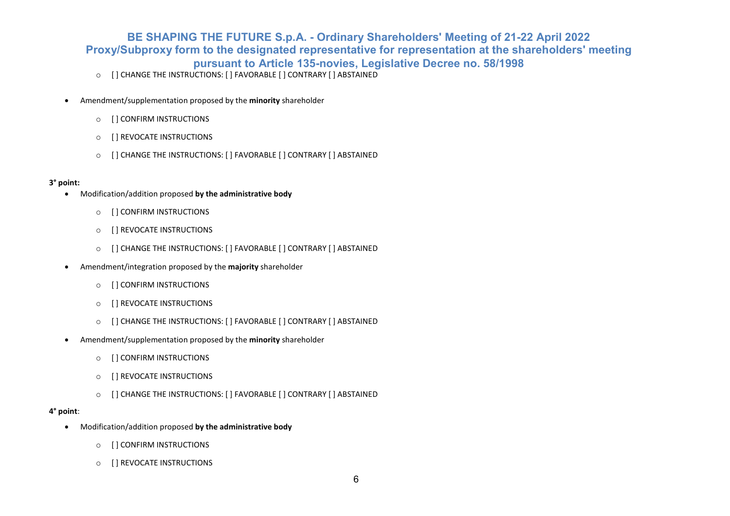- [ ] CHANGE THE INSTRUCTIONS: [ ] FAVORABLE [ ] CONTRARY [ ] ABSTAINED

- Amendment/supplementation proposed by the **minority** shareholder
  - [ ] CONFIRM INSTRUCTIONS
  - [ ] REVOCATE INSTRUCTIONS
  - [ ] CHANGE THE INSTRUCTIONS: [ ] FAVORABLE [ ] CONTRARY [ ] ABSTAINED

**3° point:**

- Modification/addition proposed **by the administrative body**
  - [ ] CONFIRM INSTRUCTIONS
  - [ ] REVOCATE INSTRUCTIONS
  - [ ] CHANGE THE INSTRUCTIONS: [ ] FAVORABLE [ ] CONTRARY [ ] ABSTAINED
- Amendment/integration proposed by the **majority** shareholder
  - [ ] CONFIRM INSTRUCTIONS
  - [ ] REVOCATE INSTRUCTIONS
  - [ ] CHANGE THE INSTRUCTIONS: [ ] FAVORABLE [ ] CONTRARY [ ] ABSTAINED
- Amendment/supplementation proposed by the **minority** shareholder
  - [ ] CONFIRM INSTRUCTIONS
  - [ ] REVOCATE INSTRUCTIONS
  - [ ] CHANGE THE INSTRUCTIONS: [ ] FAVORABLE [ ] CONTRARY [ ] ABSTAINED

**4° point**:

- Modification/addition proposed **by the administrative body**
  - [ ] CONFIRM INSTRUCTIONS
  - [ ] REVOCATE INSTRUCTIONS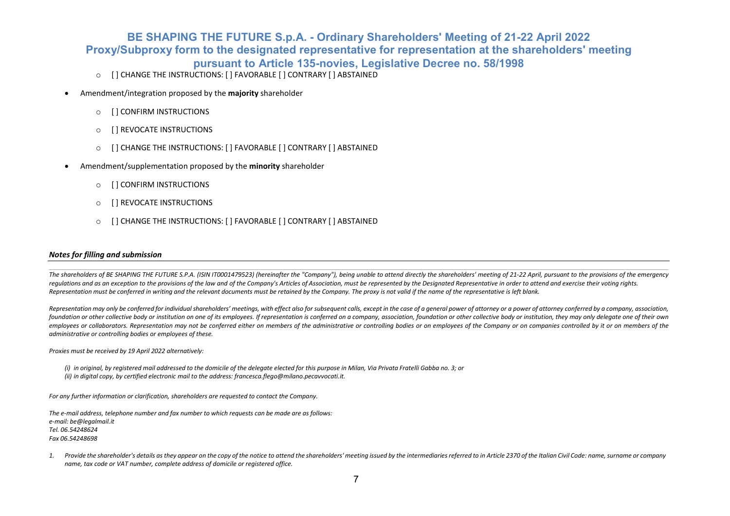- [ ] CHANGE THE INSTRUCTIONS: [ ] FAVORABLE [ ] CONTRARY [ ] ABSTAINED

- Amendment/integration proposed by the **majority** shareholder
  - [ ] CONFIRM INSTRUCTIONS
  - [ ] REVOCATE INSTRUCTIONS
  - [ ] CHANGE THE INSTRUCTIONS: [ ] FAVORABLE [ ] CONTRARY [ ] ABSTAINED

- Amendment/supplementation proposed by the **minority** shareholder
  - [ ] CONFIRM INSTRUCTIONS
  - [ ] REVOCATE INSTRUCTIONS
  - [ ] CHANGE THE INSTRUCTIONS: [ ] FAVORABLE [ ] CONTRARY [ ] ABSTAINED

***Notes for filling and submission***

*The shareholders of BE SHAPING THE FUTURE S.P.A. (ISIN IT0001479523) (hereinafter the "Company"), being unable to attend directly the shareholders' meeting of 21-22 April, pursuant to the provisions of the emergency regulations and as an exception to the provisions of the law and of the Company's Articles of Association, must be represented by the Designated Representative in order to attend and exercise their voting rights. Representation must be conferred in writing and the relevant documents must be retained by the Company. The proxy is not valid if the name of the representative is left blank.*

*Representation may only be conferred for individual shareholders' meetings, with effect also for subsequent calls, except in the case of a general power of attorney or a power of attorney conferred by a company, association, foundation or other collective body or institution on one of its employees. If representation is conferred on a company, association, foundation or other collective body or institution, they may only delegate one of their own employees or collaborators. Representation may not be conferred either on members of the administrative or controlling bodies or on employees of the Company or on companies controlled by it or on members of the administrative or controlling bodies or employees of these.*

*Proxies must be received by 19 April 2022 alternatively:*

*(i) in original, by registered mail addressed to the domicile of the delegate elected for this purpose in Milan, Via Privata Fratelli Gabba no. 3; or*
*(ii) in digital copy, by certified electronic mail to the address: francesca.flego@milano.pecavvocati.it.*

*For any further information or clarification, shareholders are requested to contact the Company.*

*The e-mail address, telephone number and fax number to which requests can be made are as follows:*
*e-mail: be@legalmail.it*
*Tel. 06.54248624*
*Fax 06.54248698*

1. *Provide the shareholder's details as they appear on the copy of the notice to attend the shareholders' meeting issued by the intermediaries referred to in Article 2370 of the Italian Civil Code: name, surname or company name, tax code or VAT number, complete address of domicile or registered office.*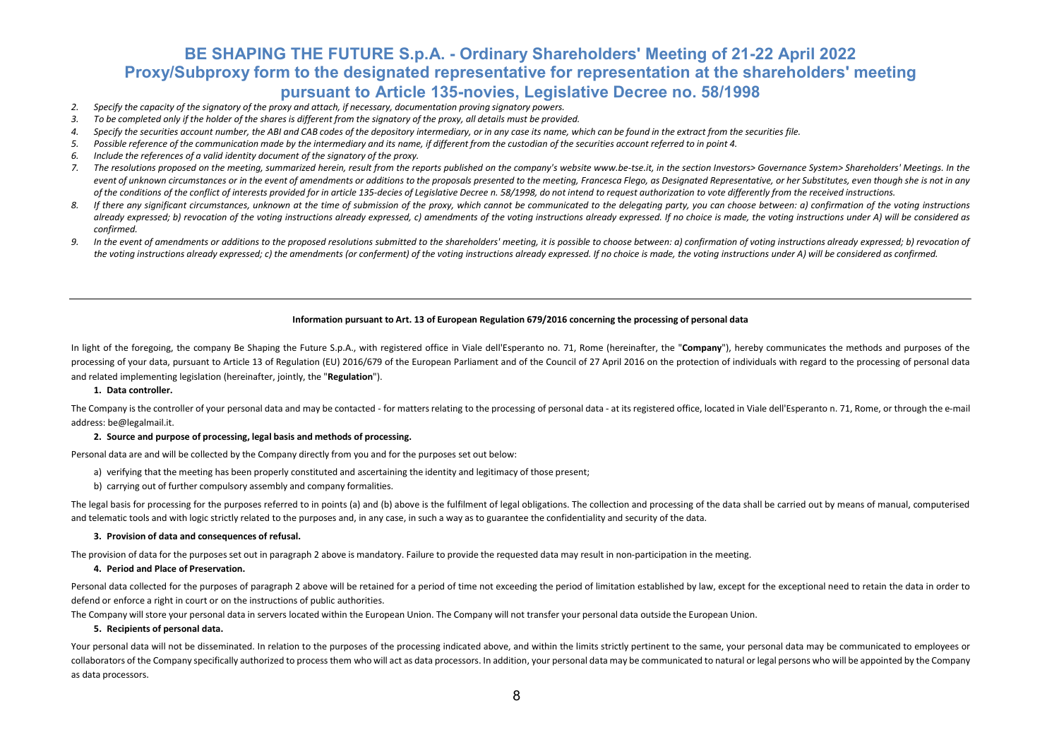# BE SHAPING THE FUTURE S.p.A. - Ordinary Shareholders' Meeting of 21-22 April 2022
## Proxy/Subproxy form to the designated representative for representation at the shareholders' meeting pursuant to Article 135-novies, Legislative Decree no. 58/1998

2. *Specify the capacity of the signatory of the proxy and attach, if necessary, documentation proving signatory powers.*
3. *To be completed only if the holder of the shares is different from the signatory of the proxy, all details must be provided.*
4. *Specify the securities account number, the ABI and CAB codes of the depository intermediary, or in any case its name, which can be found in the extract from the securities file.*
5. *Possible reference of the communication made by the intermediary and its name, if different from the custodian of the securities account referred to in point 4.*
6. *Include the references of a valid identity document of the signatory of the proxy.*
7. *The resolutions proposed on the meeting, summarized herein, result from the reports published on the company's website www.be-tse.it, in the section Investors> Governance System> Shareholders' Meetings. In the event of unknown circumstances or in the event of amendments or additions to the proposals presented to the meeting, Francesca Flego, as Designated Representative, or her Substitutes, even though she is not in any of the conditions of the conflict of interests provided for in article 135-decies of Legislative Decree n. 58/1998, do not intend to request authorization to vote differently from the received instructions.*
8. *If there any significant circumstances, unknown at the time of submission of the proxy, which cannot be communicated to the delegating party, you can choose between: a) confirmation of the voting instructions already expressed; b) revocation of the voting instructions already expressed, c) amendments of the voting instructions already expressed. If no choice is made, the voting instructions under A) will be considered as confirmed.*
9. *In the event of amendments or additions to the proposed resolutions submitted to the shareholders' meeting, it is possible to choose between: a) confirmation of voting instructions already expressed; b) revocation of the voting instructions already expressed; c) the amendments (or conferment) of the voting instructions already expressed. If no choice is made, the voting instructions under A) will be considered as confirmed.*

---

**Information pursuant to Art. 13 of European Regulation 679/2016 concerning the processing of personal data**

In light of the foregoing, the company Be Shaping the Future S.p.A., with registered office in Viale dell'Esperanto no. 71, Rome (hereinafter, the "**Company**"), hereby communicates the methods and purposes of the processing of your data, pursuant to Article 13 of Regulation (EU) 2016/679 of the European Parliament and of the Council of 27 April 2016 on the protection of individuals with regard to the processing of personal data and related implementing legislation (hereinafter, jointly, the "**Regulation**").

**1. Data controller.**

The Company is the controller of your personal data and may be contacted - for matters relating to the processing of personal data - at its registered office, located in Viale dell'Esperanto n. 71, Rome, or through the e-mail address: be@legalmail.it.

**2. Source and purpose of processing, legal basis and methods of processing.**

Personal data are and will be collected by the Company directly from you and for the purposes set out below:

a) verifying that the meeting has been properly constituted and ascertaining the identity and legitimacy of those present;
b) carrying out of further compulsory assembly and company formalities.

The legal basis for processing for the purposes referred to in points (a) and (b) above is the fulfilment of legal obligations. The collection and processing of the data shall be carried out by means of manual, computerised and telematic tools and with logic strictly related to the purposes and, in any case, in such a way as to guarantee the confidentiality and security of the data.

**3. Provision of data and consequences of refusal.**

The provision of data for the purposes set out in paragraph 2 above is mandatory. Failure to provide the requested data may result in non-participation in the meeting.

**4. Period and Place of Preservation.**

Personal data collected for the purposes of paragraph 2 above will be retained for a period of time not exceeding the period of limitation established by law, except for the exceptional need to retain the data in order to defend or enforce a right in court or on the instructions of public authorities.

The Company will store your personal data in servers located within the European Union. The Company will not transfer your personal data outside the European Union.

**5. Recipients of personal data.**

Your personal data will not be disseminated. In relation to the purposes of the processing indicated above, and within the limits strictly pertinent to the same, your personal data may be communicated to employees or collaborators of the Company specifically authorized to process them who will act as data processors. In addition, your personal data may be communicated to natural or legal persons who will be appointed by the Company as data processors.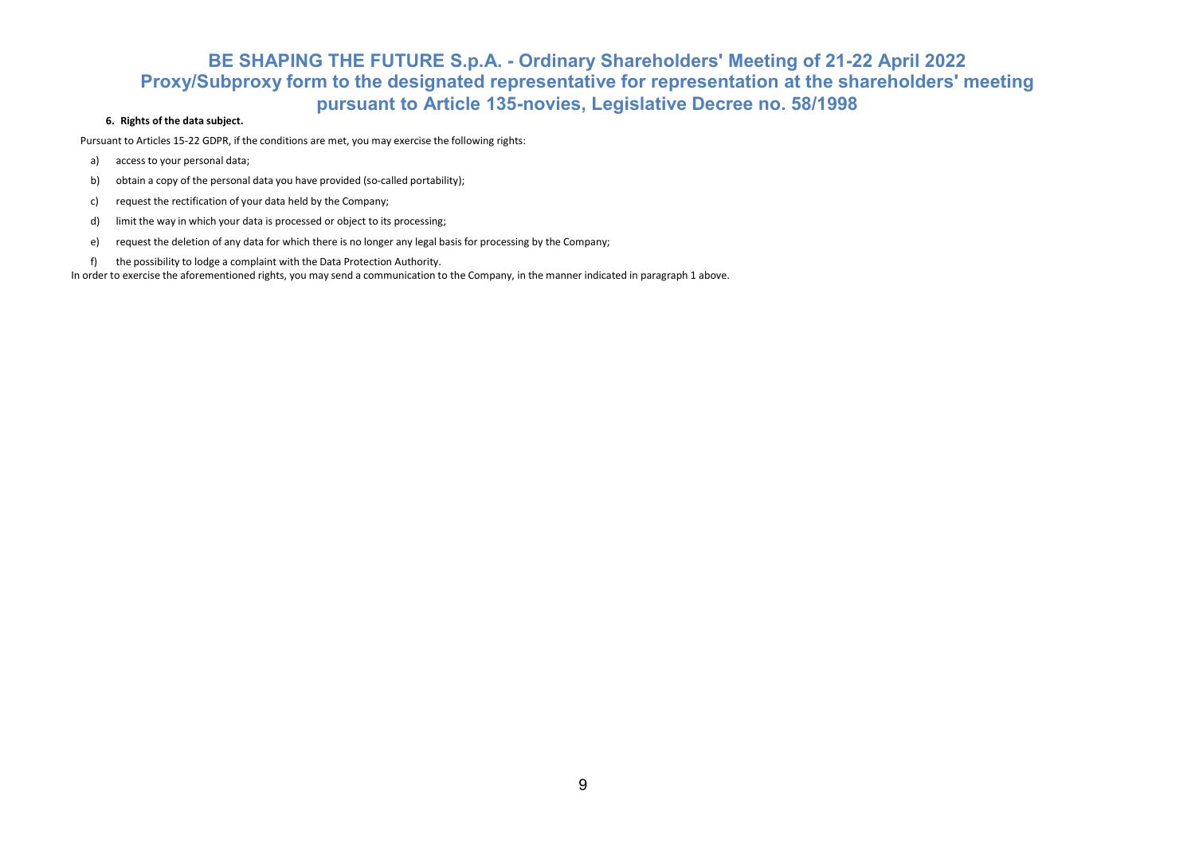#### 6. Rights of the data subject.

Pursuant to Articles 15-22 GDPR, if the conditions are met, you may exercise the following rights:

a) access to your personal data;

b) obtain a copy of the personal data you have provided (so-called portability);

c) request the rectification of your data held by the Company;

d) limit the way in which your data is processed or object to its processing;

e) request the deletion of any data for which there is no longer any legal basis for processing by the Company;

f) the possibility to lodge a complaint with the Data Protection Authority.

In order to exercise the aforementioned rights, you may send a communication to the Company, in the manner indicated in paragraph 1 above.